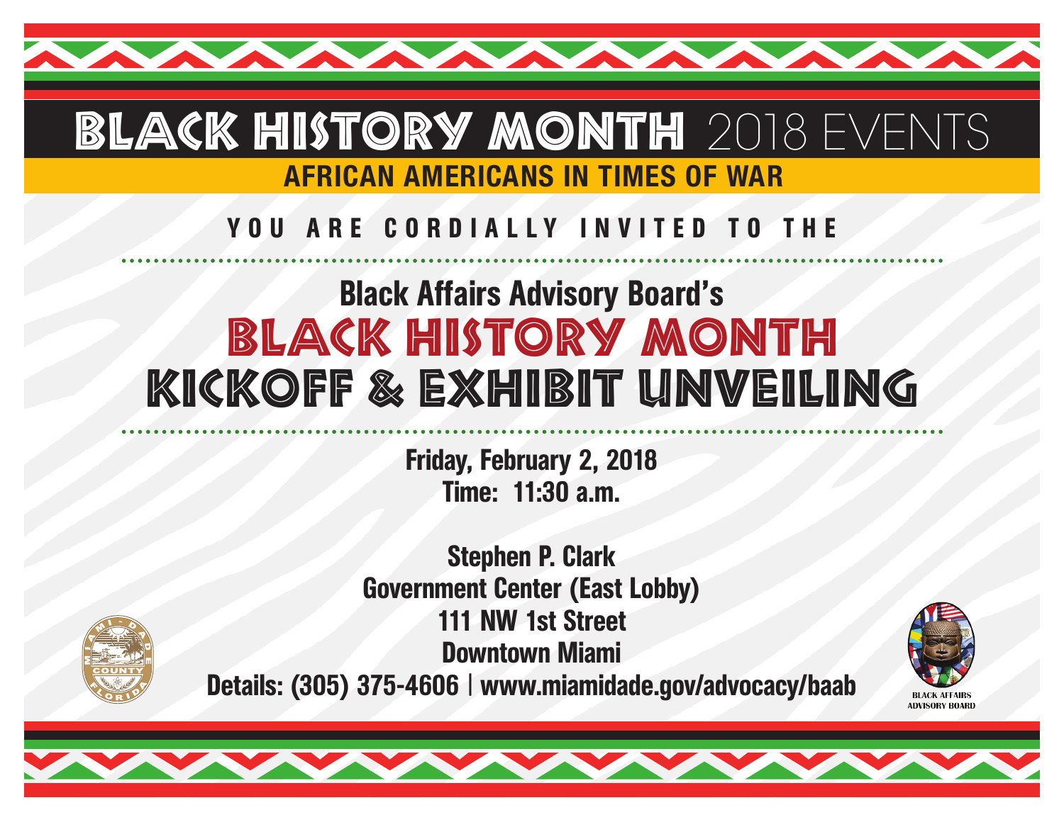# BLACK HISTORY MONTH 2018 EVENTS

## AFRICAN AMERICANS IN TIMES OF WAR

YOU ARE CORDIALLY INVITED TO THE

## Black Affairs Advisory Board's

# BLACK HISTORY MONTH KICKOFF & EXHIBIT UNVEILING

**Friday, February 2, 2018**
**Time: 11:30 a.m.**

**Stephen P. Clark**
**Government Center (East Lobby)**
**111 NW 1st Street**
**Downtown Miami**
**Details: (305) 375-4606 | www.miamidade.gov/advocacy/baab**

MIAMI-DADE COUNTY FLORIDA

BLACK AFFAIRS ADVISORY BOARD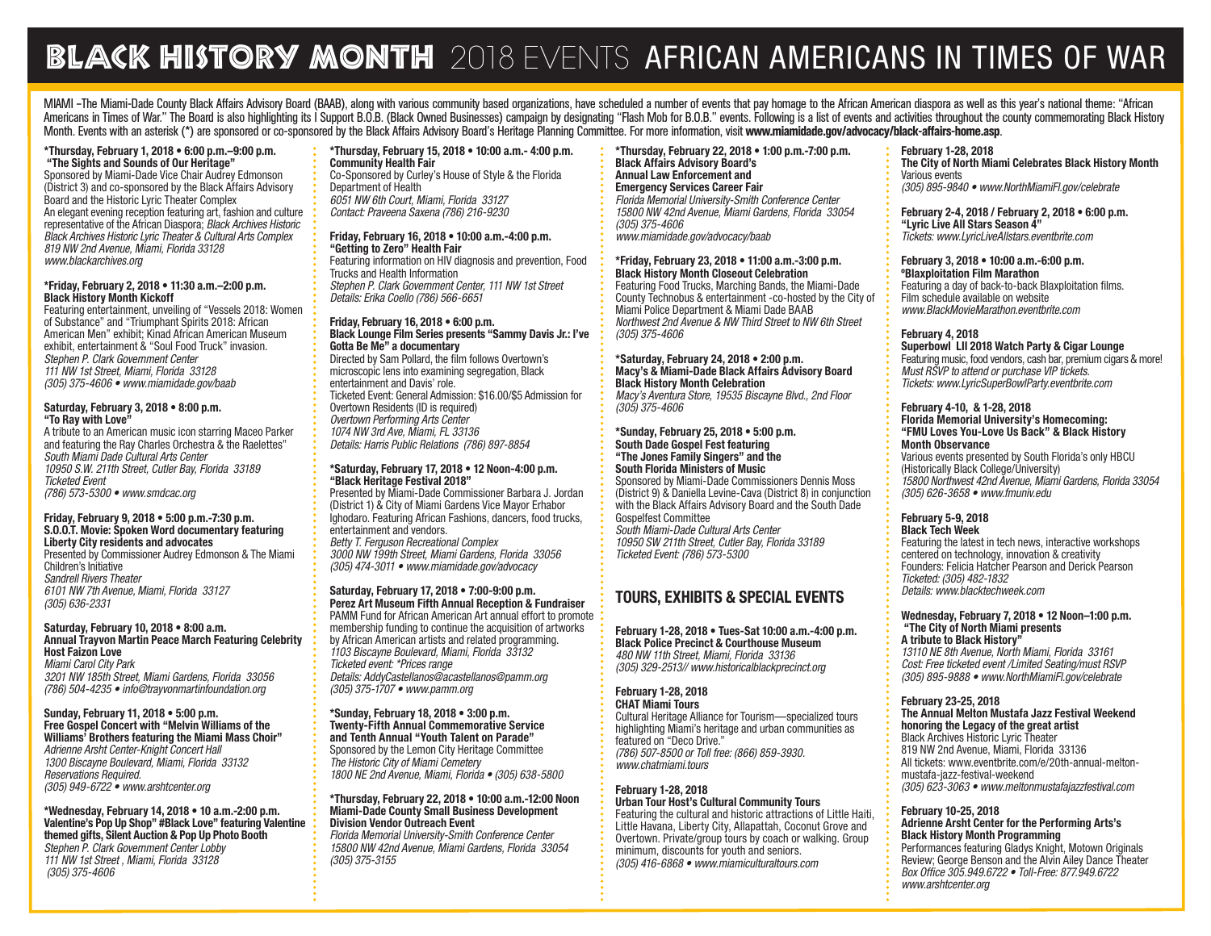# BLACK HISTORY MONTH 2018 EVENTS AFRICAN AMERICANS IN TIMES OF WAR

MIAMI –The Miami-Dade County Black Affairs Advisory Board (BAAB), along with various community based organizations, have scheduled a number of events that pay homage to the African American diaspora as well as this year's national theme: "African Americans in Times of War." The Board is also highlighting its I Support B.O.B. (Black Owned Businesses) campaign by designating "Flash Mob for B.O.B." events. Following is a list of events and activities throughout the county commemorating Black History Month. Events with an asterisk (*) are sponsored or co-sponsored by the Black Affairs Advisory Board's Heritage Planning Committee. For more information, visit **www.miamidade.gov/advocacy/black-affairs-home.asp**.

**\*Thursday, February 1, 2018 • 6:00 p.m.–9:00 p.m.**
**"The Sights and Sounds of Our Heritage"**
Sponsored by Miami-Dade Vice Chair Audrey Edmonson (District 3) and co-sponsored by the Black Affairs Advisory Board and the Historic Lyric Theater Complex
An elegant evening reception featuring art, fashion and culture representative of the African Diaspora; *Black Archives Historic Black Archives Historic Lyric Theater & Cultural Arts Complex*
*819 NW 2nd Avenue, Miami, Florida 33128*
*www.blackarchives.org*

**\*Friday, February 2, 2018 • 11:30 a.m.–2:00 p.m.**
**Black History Month Kickoff**
Featuring entertainment, unveiling of "Vessels 2018: Women of Substance" and "Triumphant Spirits 2018: African American Men" exhibit; Kinad African American Museum exhibit, entertainment & "Soul Food Truck" invasion.
*Stephen P. Clark Government Center*
*111 NW 1st Street, Miami, Florida 33128*
*(305) 375-4606 • www.miamidade.gov/baab*

**Saturday, February 3, 2018 • 8:00 p.m.**
**"To Ray with Love"**
A tribute to an American music icon starring Maceo Parker and featuring the Ray Charles Orchestra & the Raelettes"
*South Miami Dade Cultural Arts Center*
*10950 S.W. 211th Street, Cutler Bay, Florida 33189*
*Ticketed Event*
*(786) 573-5300 • www.smdcac.org*

**Friday, February 9, 2018 • 5:00 p.m.-7:30 p.m.**
**S.O.O.T. Movie: Spoken Word documentary featuring Liberty City residents and advocates**
Presented by Commissioner Audrey Edmonson & The Miami Children's Initiative
*Sandrell Rivers Theater*
*6101 NW 7th Avenue, Miami, Florida 33127*
*(305) 636-2331*

**Saturday, February 10, 2018 • 8:00 a.m.**
**Annual Trayvon Martin Peace March Featuring Celebrity Host Faizon Love**
*Miami Carol City Park*
*3201 NW 185th Street, Miami Gardens, Florida 33056*
*(786) 504-4235 • info@trayvonmartinfoundation.org*

**Sunday, February 11, 2018 • 5:00 p.m.**
**Free Gospel Concert with "Melvin Williams of the Williams' Brothers featuring the Miami Mass Choir"**
*Adrienne Arsht Center-Knight Concert Hall*
*1300 Biscayne Boulevard, Miami, Florida 33132*
*Reservations Required.*
*(305) 949-6722 • www.arshtcenter.org*

**\*Wednesday, February 14, 2018 • 10 a.m.-2:00 p.m.**
**Valentine's Pop Up Shop" #Black Love" featuring Valentine themed gifts, Silent Auction & Pop Up Photo Booth**
*Stephen P. Clark Government Center Lobby*
*111 NW 1st Street , Miami, Florida 33128*
*(305) 375-4606*

**\*Thursday, February 15, 2018 • 10:00 a.m.- 4:00 p.m.**
**Community Health Fair**
Co-Sponsored by Curley's House of Style & the Florida Department of Health
*6051 NW 6th Court, Miami, Florida 33127*
*Contact: Praveena Saxena (786) 216-9230*

**Friday, February 16, 2018 • 10:00 a.m.-4:00 p.m.**
**"Getting to Zero" Health Fair**
Featuring information on HIV diagnosis and prevention, Food Trucks and Health Information
*Stephen P. Clark Government Center, 111 NW 1st Street*
*Details: Erika Coello (786) 566-6651*

**Friday, February 16, 2018 • 6:00 p.m.**
**Black Lounge Film Series presents "Sammy Davis Jr.: I've Gotta Be Me" a documentary**
Directed by Sam Pollard, the film follows Overtown's microscopic lens into examining segregation, Black entertainment and Davis' role.
Ticketed Event: General Admission: $16.00/$5 Admission for Overtown Residents (ID is required)
*Overtown Performing Arts Center*
*1074 NW 3rd Ave, Miami, FL 33136*
*Details: Harris Public Relations (786) 897-8854*

**\*Saturday, February 17, 2018 • 12 Noon-4:00 p.m.**
**"Black Heritage Festival 2018"**
Presented by Miami-Dade Commissioner Barbara J. Jordan (District 1) & City of Miami Gardens Vice Mayor Erhabor Ighodaro. Featuring African Fashions, dancers, food trucks, entertainment and vendors.
*Betty T. Ferguson Recreational Complex*
*3000 NW 199th Street, Miami Gardens, Florida 33056*
*(305) 474-3011 • www.miamidade.gov/advocacy*

**Saturday, February 17, 2018 • 7:00-9:00 p.m.**
**Perez Art Museum Fifth Annual Reception & Fundraiser**
PAMM Fund for African American Art annual effort to promote membership funding to continue the acquisition of artworks by African American artists and related programming.
*1103 Biscayne Boulevard, Miami, Florida 33132*
*Ticketed event: \*Prices range*
*Details: AddyCastellanos@acastellanos@pamm.org*
*(305) 375-1707 • www.pamm.org*

**\*Sunday, February 18, 2018 • 3:00 p.m.**
**Twenty-Fifth Annual Commemorative Service and Tenth Annual "Youth Talent on Parade"**
Sponsored by the Lemon City Heritage Committee
*The Historic City of Miami Cemetery*
*1800 NE 2nd Avenue, Miami, Florida • (305) 638-5800*

**\*Thursday, February 22, 2018 • 10:00 a.m.-12:00 Noon**
**Miami-Dade County Small Business Development Division Vendor Outreach Event**
*Florida Memorial University-Smith Conference Center*
*15800 NW 42nd Avenue, Miami Gardens, Florida 33054*
*(305) 375-3155*

**\*Thursday, February 22, 2018 • 1:00 p.m.-7:00 p.m.**
**Black Affairs Advisory Board's Annual Law Enforcement and Emergency Services Career Fair**
*Florida Memorial University-Smith Conference Center*
*15800 NW 42nd Avenue, Miami Gardens, Florida 33054*
*(305) 375-4606*
*www.miamidade.gov/advocacy/baab*

**\*Friday, February 23, 2018 • 11:00 a.m.-3:00 p.m.**
**Black History Month Closeout Celebration**
Featuring Food Trucks, Marching Bands, the Miami-Dade County Technobus & entertainment -co-hosted by the City of Miami Police Department & Miami Dade BAAB
*Northwest 2nd Avenue & NW Third Street to NW 6th Street*
*(305) 375-4606*

**\*Saturday, February 24, 2018 • 2:00 p.m.**
**Macy's & Miami-Dade Black Affairs Advisory Board Black History Month Celebration**
*Macy's Aventura Store, 19535 Biscayne Blvd., 2nd Floor*
*(305) 375-4606*

**\*Sunday, February 25, 2018 • 5:00 p.m.**
**South Dade Gospel Fest featuring "The Jones Family Singers" and the South Florida Ministers of Music**
Sponsored by Miami-Dade Commissioners Dennis Moss (District 9) & Daniella Levine-Cava (District 8) in conjunction with the Black Affairs Advisory Board and the South Dade Gospelfest Committee
*South Miami-Dade Cultural Arts Center*
*10950 SW 211th Street, Cutler Bay, Florida 33189*
*Ticketed Event: (786) 573-5300*

## TOURS, EXHIBITS & SPECIAL EVENTS

**February 1-28, 2018 • Tues-Sat 10:00 a.m.-4:00 p.m.**
**Black Police Precinct & Courthouse Museum**
*480 NW 11th Street, Miami, Florida 33136*
*(305) 329-2513// www.historicalblackprecinct.org*

**February 1-28, 2018**
**CHAT Miami Tours**
Cultural Heritage Alliance for Tourism—specialized tours highlighting Miami's heritage and urban communities as featured on "Deco Drive."
*(786) 507-8500 or Toll free: (866) 859-3930.*
*www.chatmiami.tours*

**February 1-28, 2018**
**Urban Tour Host's Cultural Community Tours**
Featuring the cultural and historic attractions of Little Haiti, Little Havana, Liberty City, Allapattah, Coconut Grove and Overtown. Private/group tours by coach or walking. Group minimum, discounts for youth and seniors.
*(305) 416-6868 • www.miamiculturaltours.com*

**February 1-28, 2018**
**The City of North Miami Celebrates Black History Month**
Various events
*(305) 895-9840 • www.NorthMiamiFl.gov/celebrate*

**February 2-4, 2018 / February 2, 2018 • 6:00 p.m.**
**"Lyric Live All Stars Season 4"**
*Tickets: www.LyricLiveAllstars.eventbrite.com*

**February 3, 2018 • 10:00 a.m.-6:00 p.m.**
**ºBlaxploitation Film Marathon**
Featuring a day of back-to-back Blaxploitation films. Film schedule available on website
*www.BlackMovieMarathon.eventbrite.com*

**February 4, 2018**
**Superbowl LII 2018 Watch Party & Cigar Lounge**
Featuring music, food vendors, cash bar, premium cigars & more!
*Must RSVP to attend or purchase VIP tickets.*
*Tickets: www.LyricSuperBowlParty.eventbrite.com*

**February 4-10, & 1-28, 2018**
**Florida Memorial University's Homecoming: "FMU Loves You-Love Us Back" & Black History Month Observance**
Various events presented by South Florida's only HBCU (Historically Black College/University)
*15800 Northwest 42nd Avenue, Miami Gardens, Florida 33054*
*(305) 626-3658 • www.fmuniv.edu*

**February 5-9, 2018**
**Black Tech Week**
Featuring the latest in tech news, interactive workshops centered on technology, innovation & creativity
Founders: Felicia Hatcher Pearson and Derick Pearson
*Ticketed: (305) 482-1832*
*Details: www.blacktechweek.com*

**Wednesday, February 7, 2018 • 12 Noon–1:00 p.m.**
**"The City of North Miami presents A tribute to Black History"**
*13110 NE 8th Avenue, North Miami, Florida 33161*
*Cost: Free ticketed event /Limited Seating/must RSVP*
*(305) 895-9888 • www.NorthMiamiFl.gov/celebrate*

**February 23-25, 2018**
**The Annual Melton Mustafa Jazz Festival Weekend honoring the Legacy of the great artist**
Black Archives Historic Lyric Theater
819 NW 2nd Avenue, Miami, Florida 33136
All tickets: www.eventbrite.com/e/20th-annual-melton-mustafa-jazz-festival-weekend
*(305) 623-3063 • www.meltonmustafajazzfestival.com*

**February 10-25, 2018**
**Adrienne Arsht Center for the Performing Arts's Black History Month Programming**
Performances featuring Gladys Knight, Motown Originals Review; George Benson and the Alvin Ailey Dance Theater
*Box Office 305.949.6722 • Toll-Free: 877.949.6722*
*www.arshtcenter.org*